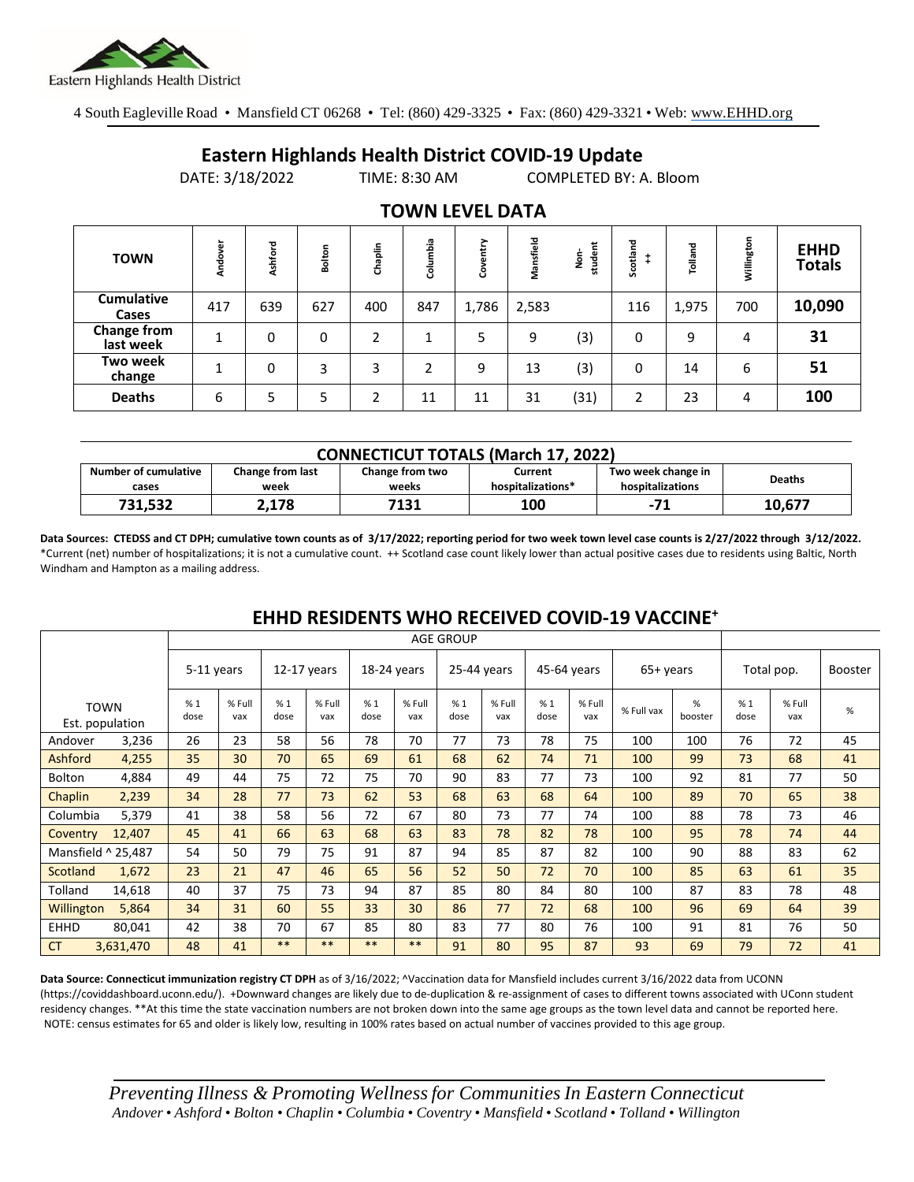Eastern Highlands Health District

4 South Eagleville Road • Mansfield CT 06268 • Tel: (860) 429-3325 • Fax: (860) 429-3321 • Web: www.EHHD.org

# Eastern Highlands Health District COVID-19 Update

DATE: 3/18/2022 TIME: 8:30 AM COMPLETED BY: A. Bloom

## TOWN LEVEL DATA

| TOWN | Andover | Ashford | Bolton | Chaplin | Columbia | Coventry | Mansfield | Non-student | Scotland ++ | Tolland | Willington | EHHD Totals |
|---|---|---|---|---|---|---|---|---|---|---|---|---|
| Cumulative Cases | 417 | 639 | 627 | 400 | 847 | 1,786 | 2,583 | | 116 | 1,975 | 700 | **10,090** |
| Change from last week | 1 | 0 | 0 | 2 | 1 | 5 | 9 | (3) | 0 | 9 | 4 | **31** |
| Two week change | 1 | 0 | 3 | 3 | 2 | 9 | 13 | (3) | 0 | 14 | 6 | **51** |
| Deaths | 6 | 5 | 5 | 2 | 11 | 11 | 31 | (31) | 2 | 23 | 4 | **100** |

## CONNECTICUT TOTALS (March 17, 2022)

| Number of cumulative cases | Change from last week | Change from two weeks | Current hospitalizations* | Two week change in hospitalizations | Deaths |
|---|---|---|---|---|---|
| **731,532** | **2,178** | **7131** | **100** | **-71** | **10,677** |

**Data Sources: CTEDSS and CT DPH; cumulative town counts as of 3/17/2022; reporting period for two week town level case counts is 2/27/2022 through 3/12/2022.** *Current (net) number of hospitalizations; it is not a cumulative count. ++ Scotland case count likely lower than actual positive cases due to residents using Baltic, North Windham and Hampton as a mailing address.

## EHHD RESIDENTS WHO RECEIVED COVID-19 VACCINE+

| TOWN | Est. population | 5-11 years | | 12-17 years | | 18-24 years | | 25-44 years | | 45-64 years | | 65+ years | | Total pop. | | Booster |
|---|---|---|---|---|---|---|---|---|---|---|---|---|---|---|---|---|
| | | % 1 dose | % Full vax | % 1 dose | % Full vax | % 1 dose | % Full vax | % 1 dose | % Full vax | % 1 dose | % Full vax | % Full vax | % booster | % 1 dose | % Full vax | % |
| Andover | 3,236 | 26 | 23 | 58 | 56 | 78 | 70 | 77 | 73 | 78 | 75 | 100 | 100 | 76 | 72 | 45 |
| Ashford | 4,255 | 35 | 30 | 70 | 65 | 69 | 61 | 68 | 62 | 74 | 71 | 100 | 99 | 73 | 68 | 41 |
| Bolton | 4,884 | 49 | 44 | 75 | 72 | 75 | 70 | 90 | 83 | 77 | 73 | 100 | 92 | 81 | 77 | 50 |
| Chaplin | 2,239 | 34 | 28 | 77 | 73 | 62 | 53 | 68 | 63 | 68 | 64 | 100 | 89 | 70 | 65 | 38 |
| Columbia | 5,379 | 41 | 38 | 58 | 56 | 72 | 67 | 80 | 73 | 77 | 74 | 100 | 88 | 78 | 73 | 46 |
| Coventry | 12,407 | 45 | 41 | 66 | 63 | 68 | 63 | 83 | 78 | 82 | 78 | 100 | 95 | 78 | 74 | 44 |
| Mansfield ^ | 25,487 | 54 | 50 | 79 | 75 | 91 | 87 | 94 | 85 | 87 | 82 | 100 | 90 | 88 | 83 | 62 |
| Scotland | 1,672 | 23 | 21 | 47 | 46 | 65 | 56 | 52 | 50 | 72 | 70 | 100 | 85 | 63 | 61 | 35 |
| Tolland | 14,618 | 40 | 37 | 75 | 73 | 94 | 87 | 85 | 80 | 84 | 80 | 100 | 87 | 83 | 78 | 48 |
| Willington | 5,864 | 34 | 31 | 60 | 55 | 33 | 30 | 86 | 77 | 72 | 68 | 100 | 96 | 69 | 64 | 39 |
| EHHD | 80,041 | 42 | 38 | 70 | 67 | 85 | 80 | 83 | 77 | 80 | 76 | 100 | 91 | 81 | 76 | 50 |
| CT | 3,631,470 | 48 | 41 | ** | ** | ** | ** | 91 | 80 | 95 | 87 | 93 | 69 | 79 | 72 | 41 |

**Data Source: Connecticut immunization registry CT DPH** as of 3/16/2022; ^Vaccination data for Mansfield includes current 3/16/2022 data from UCONN (https://coviddashboard.uconn.edu/). +Downward changes are likely due to de-duplication & re-assignment of cases to different towns associated with UConn student residency changes. **At this time the state vaccination numbers are not broken down into the same age groups as the town level data and cannot be reported here. NOTE: census estimates for 65 and older is likely low, resulting in 100% rates based on actual number of vaccines provided to this age group.

*Preventing Illness & Promoting Wellness for Communities In Eastern Connecticut*
*Andover • Ashford • Bolton • Chaplin • Columbia • Coventry • Mansfield • Scotland • Tolland • Willington*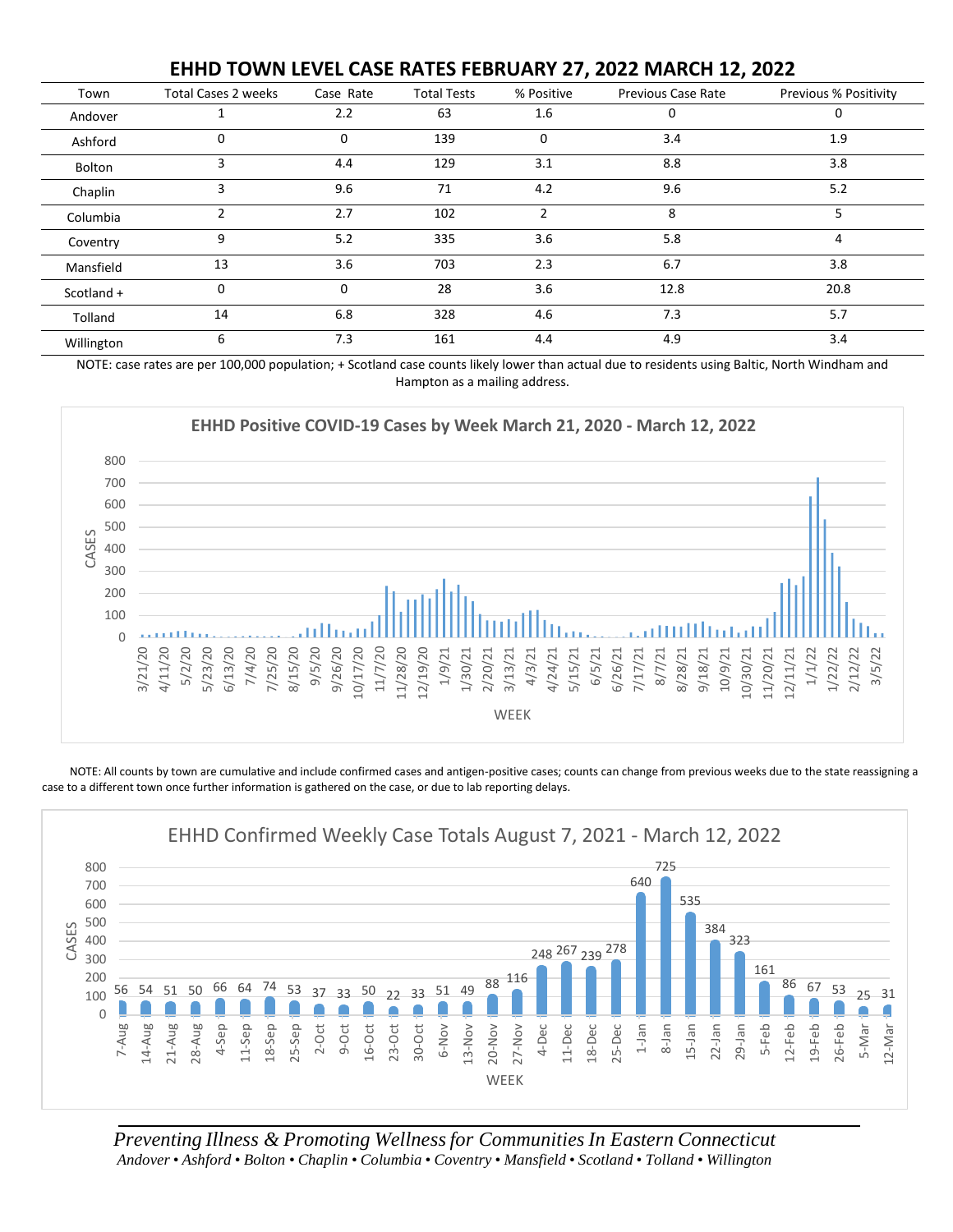## EHHD TOWN LEVEL CASE RATES FEBRUARY 27, 2022 MARCH 12, 2022

| Town | Total Cases 2 weeks | Case Rate | Total Tests | % Positive | Previous Case Rate | Previous % Positivity |
|---|---|---|---|---|---|---|
| Andover | 1 | 2.2 | 63 | 1.6 | 0 | 0 |
| Ashford | 0 | 0 | 139 | 0 | 3.4 | 1.9 |
| Bolton | 3 | 4.4 | 129 | 3.1 | 8.8 | 3.8 |
| Chaplin | 3 | 9.6 | 71 | 4.2 | 9.6 | 5.2 |
| Columbia | 2 | 2.7 | 102 | 2 | 8 | 5 |
| Coventry | 9 | 5.2 | 335 | 3.6 | 5.8 | 4 |
| Mansfield | 13 | 3.6 | 703 | 2.3 | 6.7 | 3.8 |
| Scotland + | 0 | 0 | 28 | 3.6 | 12.8 | 20.8 |
| Tolland | 14 | 6.8 | 328 | 4.6 | 7.3 | 5.7 |
| Willington | 6 | 7.3 | 161 | 4.4 | 4.9 | 3.4 |

NOTE: case rates are per 100,000 population; + Scotland case counts likely lower than actual due to residents using Baltic, North Windham and Hampton as a mailing address.

EHHD Positive COVID-19 Cases by Week March 21, 2020 - March 12, 2022

CASES

800
700
600
500
400
300
200
100
0

3/21/20 4/11/20 5/2/20 5/23/20 6/13/20 7/4/20 7/25/20 8/15/20 9/5/20 9/26/20 10/17/20 11/7/20 11/28/20 12/19/20 1/9/21 1/30/21 2/20/21 3/13/21 4/3/21 4/24/21 5/15/21 6/5/21 6/26/21 7/17/21 8/7/21 8/28/21 9/18/21 10/9/21 10/30/21 11/20/21 12/11/21 1/1/22 1/22/22 2/12/22 3/5/22

WEEK

NOTE: All counts by town are cumulative and include confirmed cases and antigen-positive cases; counts can change from previous weeks due to the state reassigning a case to a different town once further information is gathered on the case, or due to lab reporting delays.

EHHD Confirmed Weekly Case Totals August 7, 2021 - March 12, 2022

CASES

800
700
600
500
400
300
200
100
0

56 54 51 50 66 64 74 53 37 33 50 22 33 51 49 88 116 248 267 239 278 640 725 535 384 323 161 86 67 53 25 31

7-Aug 14-Aug 21-Aug 28-Aug 4-Sep 11-Sep 18-Sep 25-Sep 2-Oct 9-Oct 16-Oct 23-Oct 30-Oct 6-Nov 13-Nov 20-Nov 27-Nov 4-Dec 11-Dec 18-Dec 25-Dec 1-Jan 8-Jan 15-Jan 22-Jan 29-Jan 5-Feb 12-Feb 19-Feb 26-Feb 5-Mar 12-Mar

WEEK

*Preventing Illness & Promoting Wellness for Communities In Eastern Connecticut*
*Andover • Ashford • Bolton • Chaplin • Columbia • Coventry • Mansfield • Scotland • Tolland • Willington*